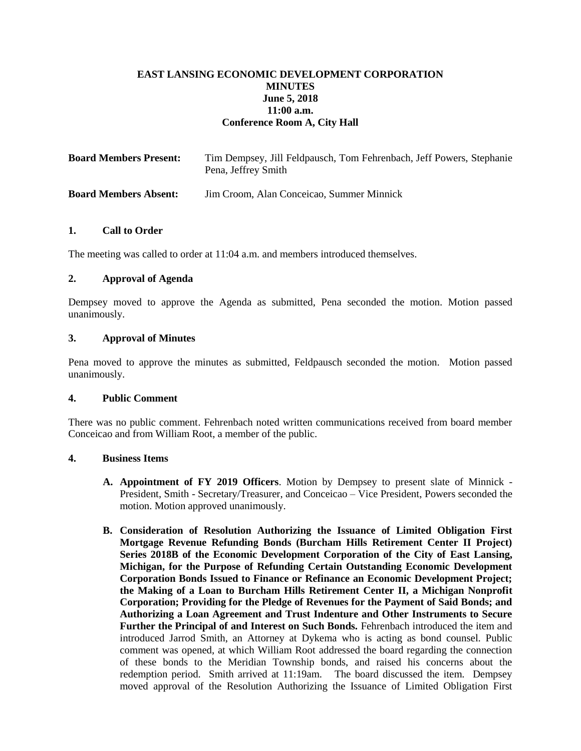**EAST LANSING ECONOMIC DEVELOPMENT CORPORATION**
**MINUTES**
**June 5, 2018**
**11:00 a.m.**
**Conference Room A, City Hall**

**Board Members Present:** Tim Dempsey, Jill Feldpausch, Tom Fehrenbach, Jeff Powers, Stephanie Pena, Jeffrey Smith

**Board Members Absent:** Jim Croom, Alan Conceicao, Summer Minnick

## 1. Call to Order

The meeting was called to order at 11:04 a.m. and members introduced themselves.

## 2. Approval of Agenda

Dempsey moved to approve the Agenda as submitted, Pena seconded the motion. Motion passed unanimously.

## 3. Approval of Minutes

Pena moved to approve the minutes as submitted, Feldpausch seconded the motion. Motion passed unanimously.

## 4. Public Comment

There was no public comment. Fehrenbach noted written communications received from board member Conceicao and from William Root, a member of the public.

## 4. Business Items

**A. Appointment of FY 2019 Officers**. Motion by Dempsey to present slate of Minnick - President, Smith - Secretary/Treasurer, and Conceicao – Vice President, Powers seconded the motion. Motion approved unanimously.

**B. Consideration of Resolution Authorizing the Issuance of Limited Obligation First Mortgage Revenue Refunding Bonds (Burcham Hills Retirement Center II Project) Series 2018B of the Economic Development Corporation of the City of East Lansing, Michigan, for the Purpose of Refunding Certain Outstanding Economic Development Corporation Bonds Issued to Finance or Refinance an Economic Development Project; the Making of a Loan to Burcham Hills Retirement Center II, a Michigan Nonprofit Corporation; Providing for the Pledge of Revenues for the Payment of Said Bonds; and Authorizing a Loan Agreement and Trust Indenture and Other Instruments to Secure Further the Principal of and Interest on Such Bonds.** Fehrenbach introduced the item and introduced Jarrod Smith, an Attorney at Dykema who is acting as bond counsel. Public comment was opened, at which William Root addressed the board regarding the connection of these bonds to the Meridian Township bonds, and raised his concerns about the redemption period. Smith arrived at 11:19am. The board discussed the item. Dempsey moved approval of the Resolution Authorizing the Issuance of Limited Obligation First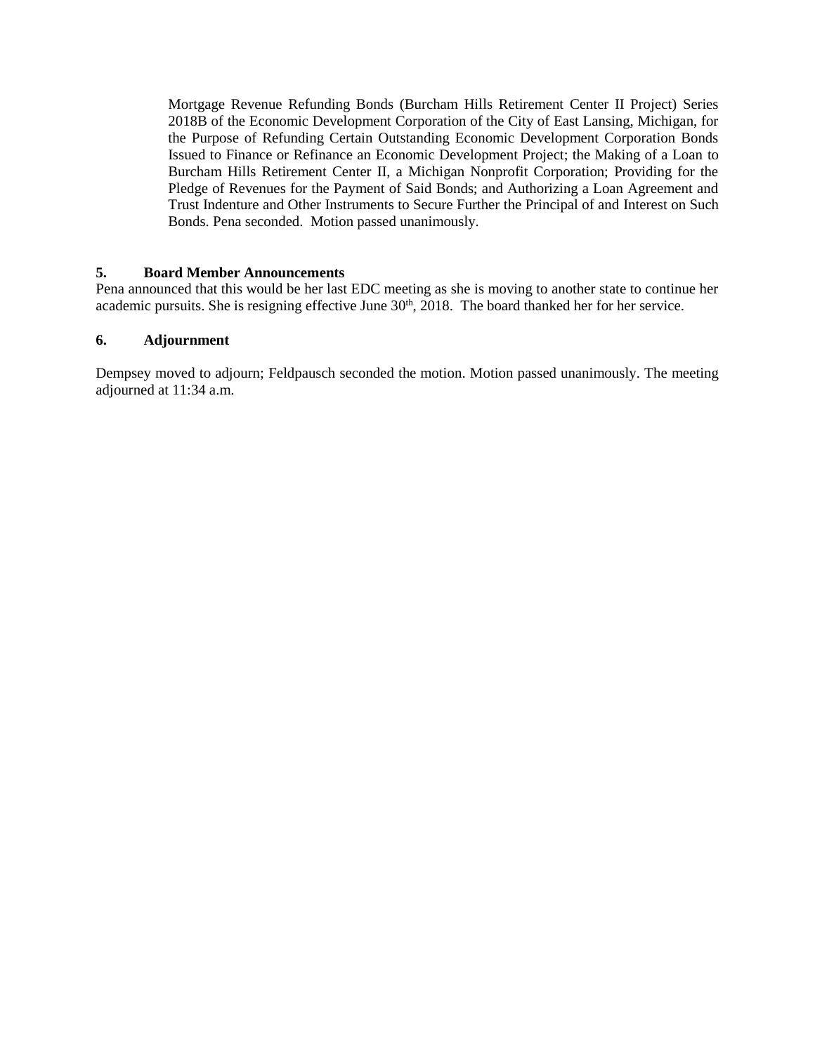Mortgage Revenue Refunding Bonds (Burcham Hills Retirement Center II Project) Series 2018B of the Economic Development Corporation of the City of East Lansing, Michigan, for the Purpose of Refunding Certain Outstanding Economic Development Corporation Bonds Issued to Finance or Refinance an Economic Development Project; the Making of a Loan to Burcham Hills Retirement Center II, a Michigan Nonprofit Corporation; Providing for the Pledge of Revenues for the Payment of Said Bonds; and Authorizing a Loan Agreement and Trust Indenture and Other Instruments to Secure Further the Principal of and Interest on Such Bonds. Pena seconded. Motion passed unanimously.

### 5. Board Member Announcements

Pena announced that this would be her last EDC meeting as she is moving to another state to continue her academic pursuits. She is resigning effective June 30th, 2018. The board thanked her for her service.

### 6. Adjournment

Dempsey moved to adjourn; Feldpausch seconded the motion. Motion passed unanimously. The meeting adjourned at 11:34 a.m.